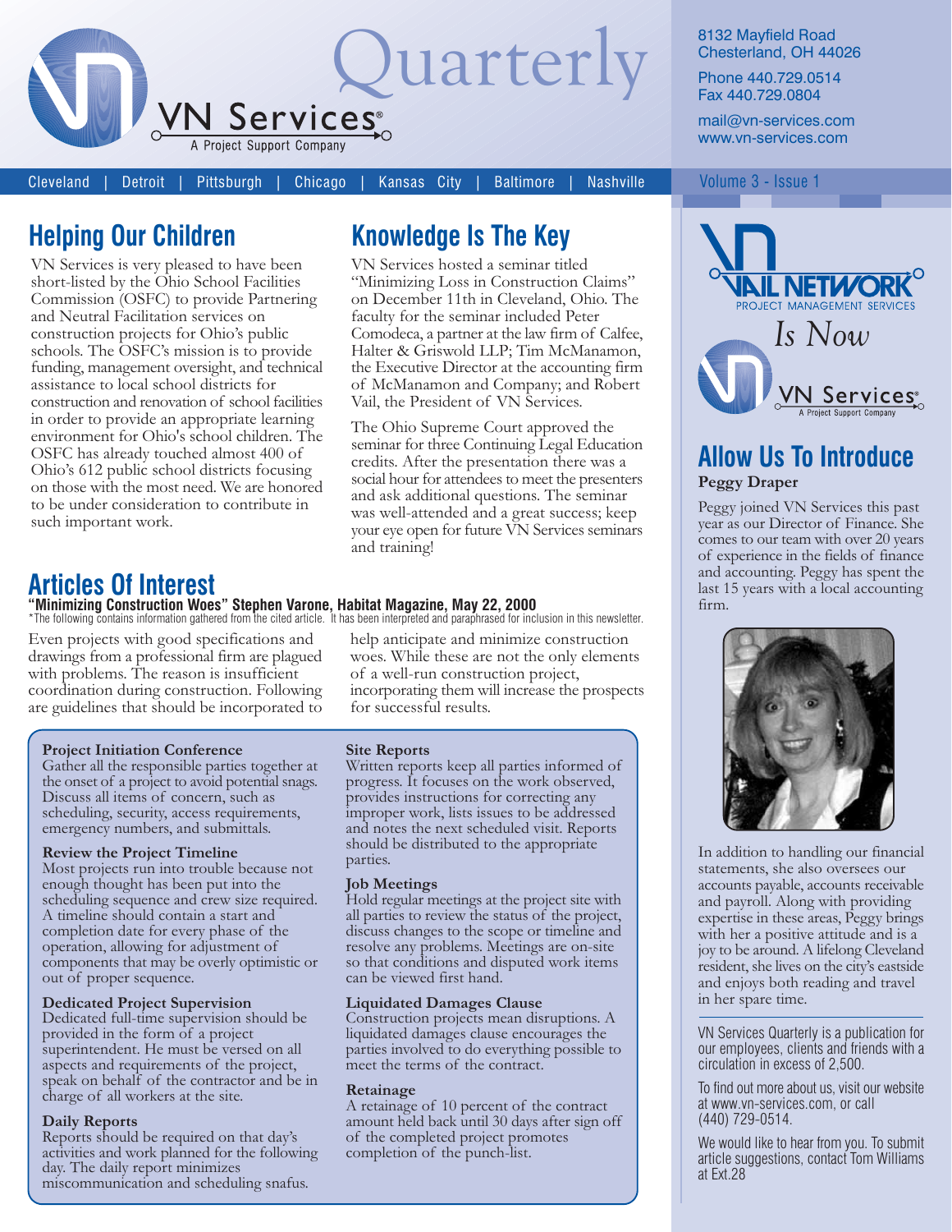# VN Services Quarterly

A Project Support Company

8132 Mayfield Road
Chesterland, OH 44026

Phone 440.729.0514
Fax 440.729.0804

mail@vn-services.com
www.vn-services.com

Cleveland | Detroit | Pittsburgh | Chicago | Kansas City | Baltimore | Nashville

Volume 3 - Issue 1

## Helping Our Children

VN Services is very pleased to have been short-listed by the Ohio School Facilities Commission (OSFC) to provide Partnering and Neutral Facilitation services on construction projects for Ohio's public schools. The OSFC's mission is to provide funding, management oversight, and technical assistance to local school districts for construction and renovation of school facilities in order to provide an appropriate learning environment for Ohio's school children. The OSFC has already touched almost 400 of Ohio's 612 public school districts focusing on those with the most need. We are honored to be under consideration to contribute in such important work.

## Knowledge Is The Key

VN Services hosted a seminar titled "Minimizing Loss in Construction Claims" on December 11th in Cleveland, Ohio. The faculty for the seminar included Peter Comodeca, a partner at the law firm of Calfee, Halter & Griswold LLP; Tim McManamon, the Executive Director at the accounting firm of McManamon and Company; and Robert Vail, the President of VN Services.

The Ohio Supreme Court approved the seminar for three Continuing Legal Education credits. After the presentation there was a social hour for attendees to meet the presenters and ask additional questions. The seminar was well-attended and a great success; keep your eye open for future VN Services seminars and training!

## Articles Of Interest

**"Minimizing Construction Woes" Stephen Varone, Habitat Magazine, May 22, 2000**

*The following contains information gathered from the cited article. It has been interpreted and paraphrased for inclusion in this newsletter.

Even projects with good specifications and drawings from a professional firm are plagued with problems. The reason is insufficient coordination during construction. Following are guidelines that should be incorporated to help anticipate and minimize construction woes. While these are not the only elements of a well-run construction project, incorporating them will increase the prospects for successful results.

**Project Initiation Conference**
Gather all the responsible parties together at the onset of a project to avoid potential snags. Discuss all items of concern, such as scheduling, security, access requirements, emergency numbers, and submittals.

**Review the Project Timeline**
Most projects run into trouble because not enough thought has been put into the scheduling sequence and crew size required. A timeline should contain a start and completion date for every phase of the operation, allowing for adjustment of components that may be overly optimistic or out of proper sequence.

**Dedicated Project Supervision**
Dedicated full-time supervision should be provided in the form of a project superintendent. He must be versed on all aspects and requirements of the project, speak on behalf of the contractor and be in charge of all workers at the site.

**Daily Reports**
Reports should be required on that day's activities and work planned for the following day. The daily report minimizes miscommunication and scheduling snafus.

**Site Reports**
Written reports keep all parties informed of progress. It focuses on the work observed, provides instructions for correcting any improper work, lists issues to be addressed and notes the next scheduled visit. Reports should be distributed to the appropriate parties.

**Job Meetings**
Hold regular meetings at the project site with all parties to review the status of the project, discuss changes to the scope or timeline and resolve any problems. Meetings are on-site so that conditions and disputed work items can be viewed first hand.

**Liquidated Damages Clause**
Construction projects mean disruptions. A liquidated damages clause encourages the parties involved to do everything possible to meet the terms of the contract.

**Retainage**
A retainage of 10 percent of the contract amount held back until 30 days after sign off of the completed project promotes completion of the punch-list.

VAIL NETWORK PROJECT MANAGEMENT SERVICES *Is Now* VN Services — A Project Support Company

## Allow Us To Introduce

**Peggy Draper**

Peggy joined VN Services this past year as our Director of Finance. She comes to our team with over 20 years of experience in the fields of finance and accounting. Peggy has spent the last 15 years with a local accounting firm.

In addition to handling our financial statements, she also oversees our accounts payable, accounts receivable and payroll. Along with providing expertise in these areas, Peggy brings with her a positive attitude and is a joy to be around. A lifelong Cleveland resident, she lives on the city's eastside and enjoys both reading and travel in her spare time.

VN Services Quarterly is a publication for our employees, clients and friends with a circulation in excess of 2,500.

To find out more about us, visit our website at www.vn-services.com, or call (440) 729-0514.

We would like to hear from you. To submit article suggestions, contact Tom Williams at Ext.28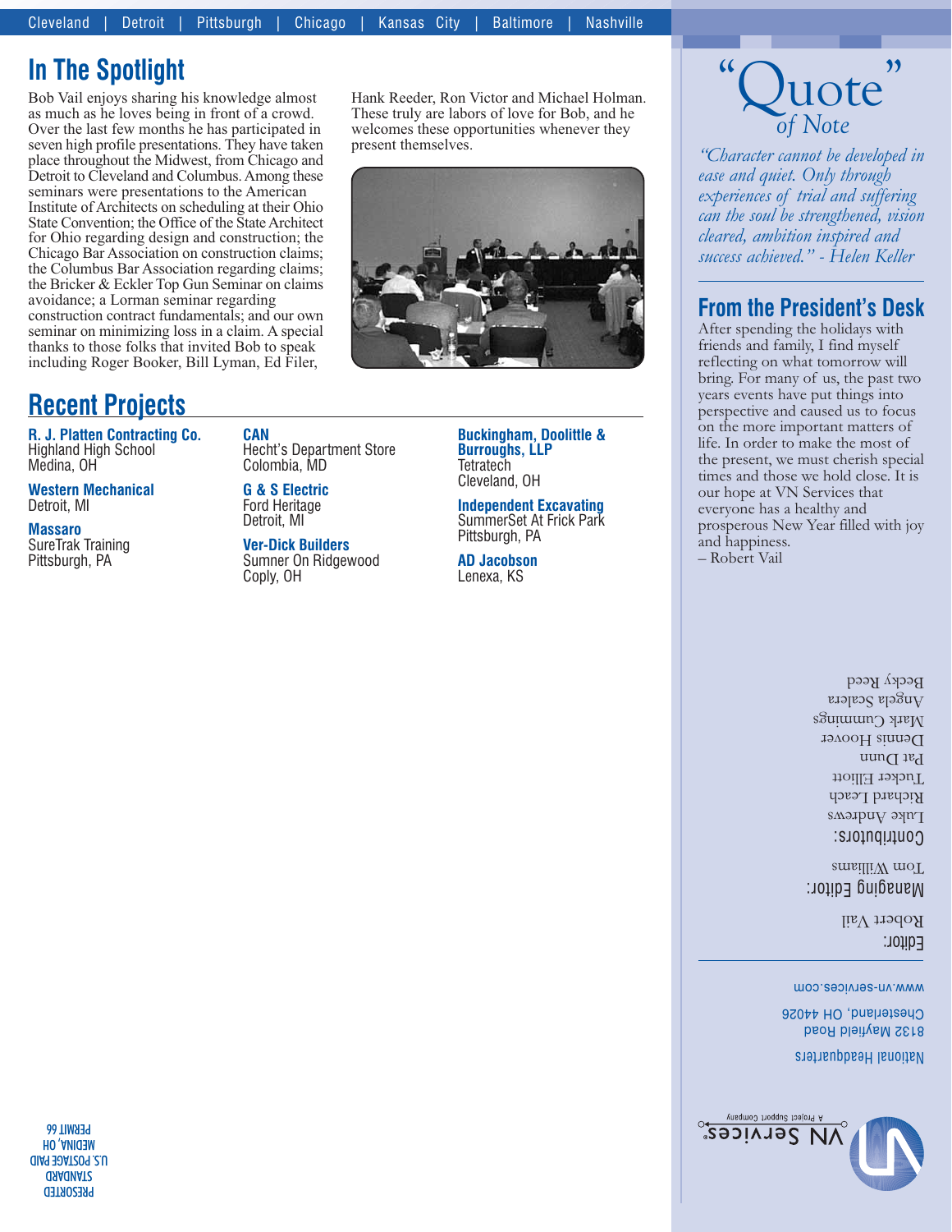Cleveland | Detroit | Pittsburgh | Chicago | Kansas City | Baltimore | Nashville

## In The Spotlight

Bob Vail enjoys sharing his knowledge almost as much as he loves being in front of a crowd. Over the last few months he has participated in seven high profile presentations. They have taken place throughout the Midwest, from Chicago and Detroit to Cleveland and Columbus. Among these seminars were presentations to the American Institute of Architects on scheduling at their Ohio State Convention; the Office of the State Architect for Ohio regarding design and construction; the Chicago Bar Association on construction claims; the Columbus Bar Association regarding claims; the Bricker & Eckler Top Gun Seminar on claims avoidance; a Lorman seminar regarding construction contract fundamentals; and our own seminar on minimizing loss in a claim. A special thanks to those folks that invited Bob to speak including Roger Booker, Bill Lyman, Ed Filer, Hank Reeder, Ron Victor and Michael Holman. These truly are labors of love for Bob, and he welcomes these opportunities whenever they present themselves.

## Recent Projects

**R. J. Platten Contracting Co.**
Highland High School
Medina, OH

**Western Mechanical**
Detroit, MI

**Massaro**
SureTrak Training
Pittsburgh, PA

**CAN**
Hecht's Department Store
Colombia, MD

**G & S Electric**
Ford Heritage
Detroit, MI

**Ver-Dick Builders**
Sumner On Ridgewood
Coply, OH

**Buckingham, Doolittle & Burroughs, LLP**
Tetratech
Cleveland, OH

**Independent Excavating**
SummerSet At Frick Park
Pittsburgh, PA

**AD Jacobson**
Lenexa, KS

## "Quote" of Note

*"Character cannot be developed in ease and quiet. Only through experiences of trial and suffering can the soul be strengthened, vision cleared, ambition inspired and success achieved." - Helen Keller*

## From the President's Desk

After spending the holidays with friends and family, I find myself reflecting on what tomorrow will bring. For many of us, the past two years events have put things into perspective and caused us to focus on the more important matters of life. In order to make the most of the present, we must cherish special times and those we hold close. It is our hope at VN Services that everyone has a healthy and prosperous New Year filled with joy and happiness.
– Robert Vail

Editor:
Robert Vail

Managing Editor:
Tom Williams

Contributors:
Luke Andrews
Richard Leach
Tucker Elliott
Pat Dunn
Dennis Hoover
Mark Cummings
Angela Scalera
Becky Reed

www.vn-services.com

National Headquarters
8132 Mayfield Road
Chesterland, OH 44026

VN Services
A Project Support Company

PRESORTED
STANDARD
U.S. POSTAGE PAID
MEDINA, OH
PERMIT 66